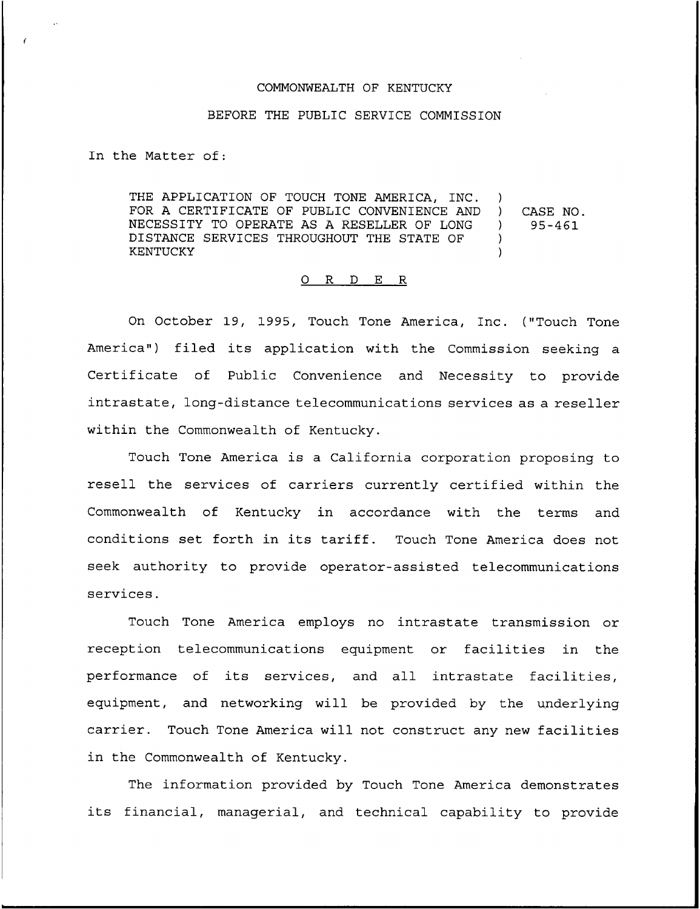COMMONWEALTH OF KENTUCKY

BEFORE THE PUBLIC SERVICE COMMISSION

In the Matter of:

THE APPLICATION OF TOUCH TONE AMERICA, INC. FOR A CERTIFICATE OF PUBLIC CONVENIENCE AND NECESSITY TO OPERATE AS A RESELLER OF LONG DISTANCE SERVICES THROUGHOUT THE STATE OF KENTUCKY ) CASE NO. 95-461

O R D E R

On October 19, 1995, Touch Tone America, Inc. ("Touch Tone America") filed its application with the Commission seeking a Certificate of Public Convenience and Necessity to provide intrastate, long-distance telecommunications services as a reseller within the Commonwealth of Kentucky.

Touch Tone America is a California corporation proposing to resell the services of carriers currently certified within the Commonwealth of Kentucky in accordance with the terms and conditions set forth in its tariff. Touch Tone America does not seek authority to provide operator-assisted telecommunications services.

Touch Tone America employs no intrastate transmission or reception telecommunications equipment or facilities in the performance of its services, and all intrastate facilities, equipment, and networking will be provided by the underlying carrier. Touch Tone America will not construct any new facilities in the Commonwealth of Kentucky.

The information provided by Touch Tone America demonstrates its financial, managerial, and technical capability to provide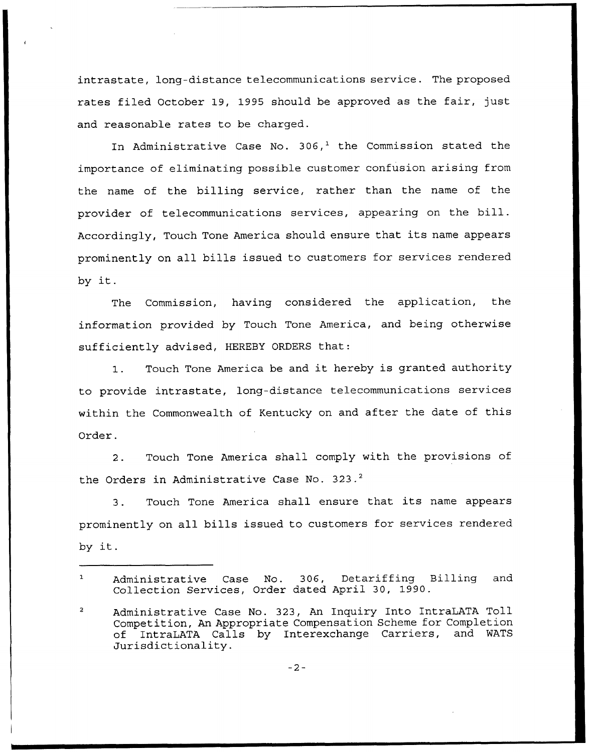intrastate, long-distance telecommunications service. The proposed rates filed October 19, 1995 should be approved as the fair, just and reasonable rates to be charged.

In Administrative Case No. 306,[1] the Commission stated the importance of eliminating possible customer confusion arising from the name of the billing service, rather than the name of the provider of telecommunications services, appearing on the bill. Accordingly, Touch Tone America should ensure that its name appears prominently on all bills issued to customers for services rendered by it.

The Commission, having considered the application, the information provided by Touch Tone America, and being otherwise sufficiently advised, HEREBY ORDERS that:

1. Touch Tone America be and it hereby is granted authority to provide intrastate, long-distance telecommunications services within the Commonwealth of Kentucky on and after the date of this Order.

2. Touch Tone America shall comply with the provisions of the Orders in Administrative Case No. 323.[2]

3. Touch Tone America shall ensure that its name appears prominently on all bills issued to customers for services rendered by it.

---

[1] Administrative Case No. 306, Detariffing Billing and Collection Services, Order dated April 30, 1990.

[2] Administrative Case No. 323, An Inquiry Into IntraLATA Toll Competition, An Appropriate Compensation Scheme for Completion of IntraLATA Calls by Interexchange Carriers, and WATS Jurisdictionality.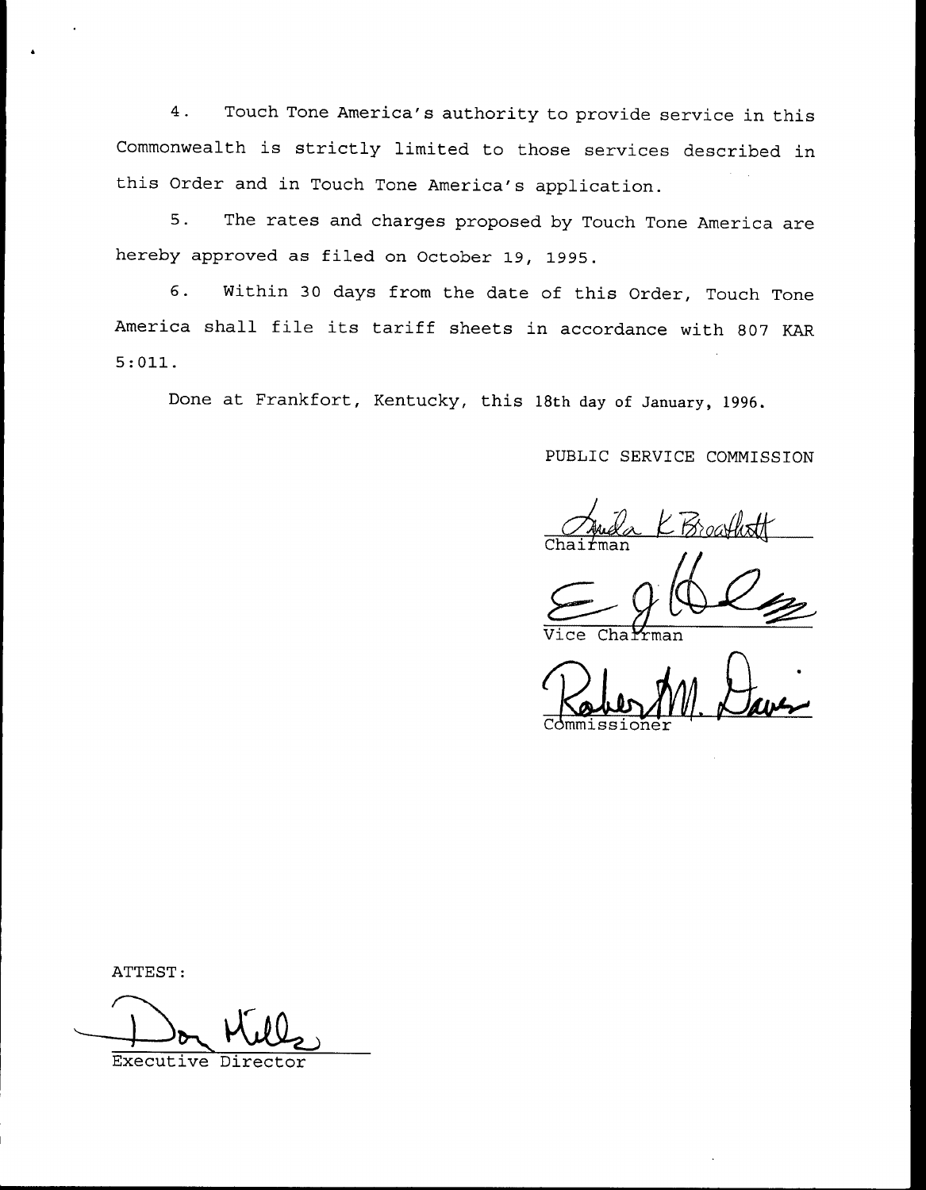4. Touch Tone America's authority to provide service in this Commonwealth is strictly limited to those services described in this Order and in Touch Tone America's application.

5. The rates and charges proposed by Touch Tone America are hereby approved as filed on October 19, 1995.

6. Within 30 days from the date of this Order, Touch Tone America shall file its tariff sheets in accordance with 807 KAR 5:011.

Done at Frankfort, Kentucky, this 18th day of January, 1996.

PUBLIC SERVICE COMMISSION

Chairman

Vice Chairman

Commissioner

ATTEST:

Executive Director